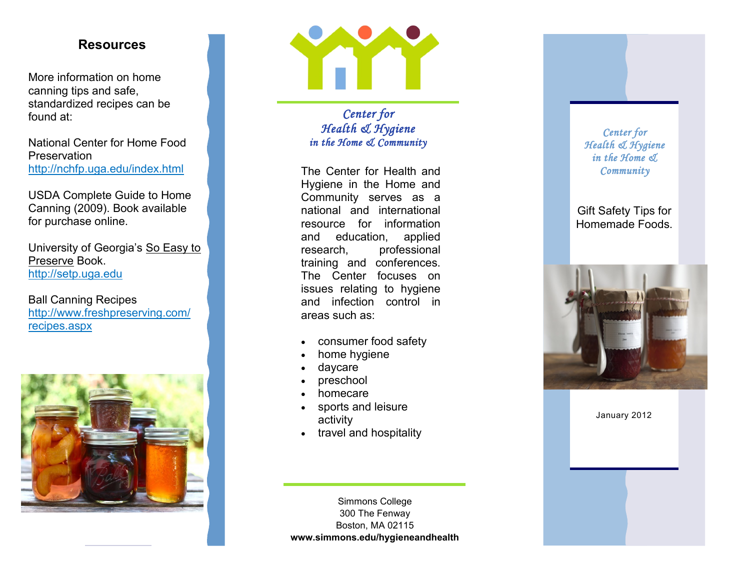## Resources

More information on home canning tips and safe, standardized recipes can be found at:

National Center for Home Food Preservation
http://nchfp.uga.edu/index.html

USDA Complete Guide to Home Canning (2009). Book available for purchase online.

University of Georgia's So Easy to Preserve Book.
http://setp.uga.edu

Ball Canning Recipes
http://www.freshpreserving.com/recipes.aspx

*Center for Health & Hygiene in the Home & Community*

The Center for Health and Hygiene in the Home and Community serves as a national and international resource for information and education, applied research, professional training and conferences. The Center focuses on issues relating to hygiene and infection control in areas such as:

- consumer food safety
- home hygiene
- daycare
- preschool
- homecare
- sports and leisure activity
- travel and hospitality

Simmons College
300 The Fenway
Boston, MA 02115
**www.simmons.edu/hygieneandhealth**

*Center for Health & Hygiene in the Home & Community*

# Gift Safety Tips for Homemade Foods.

January 2012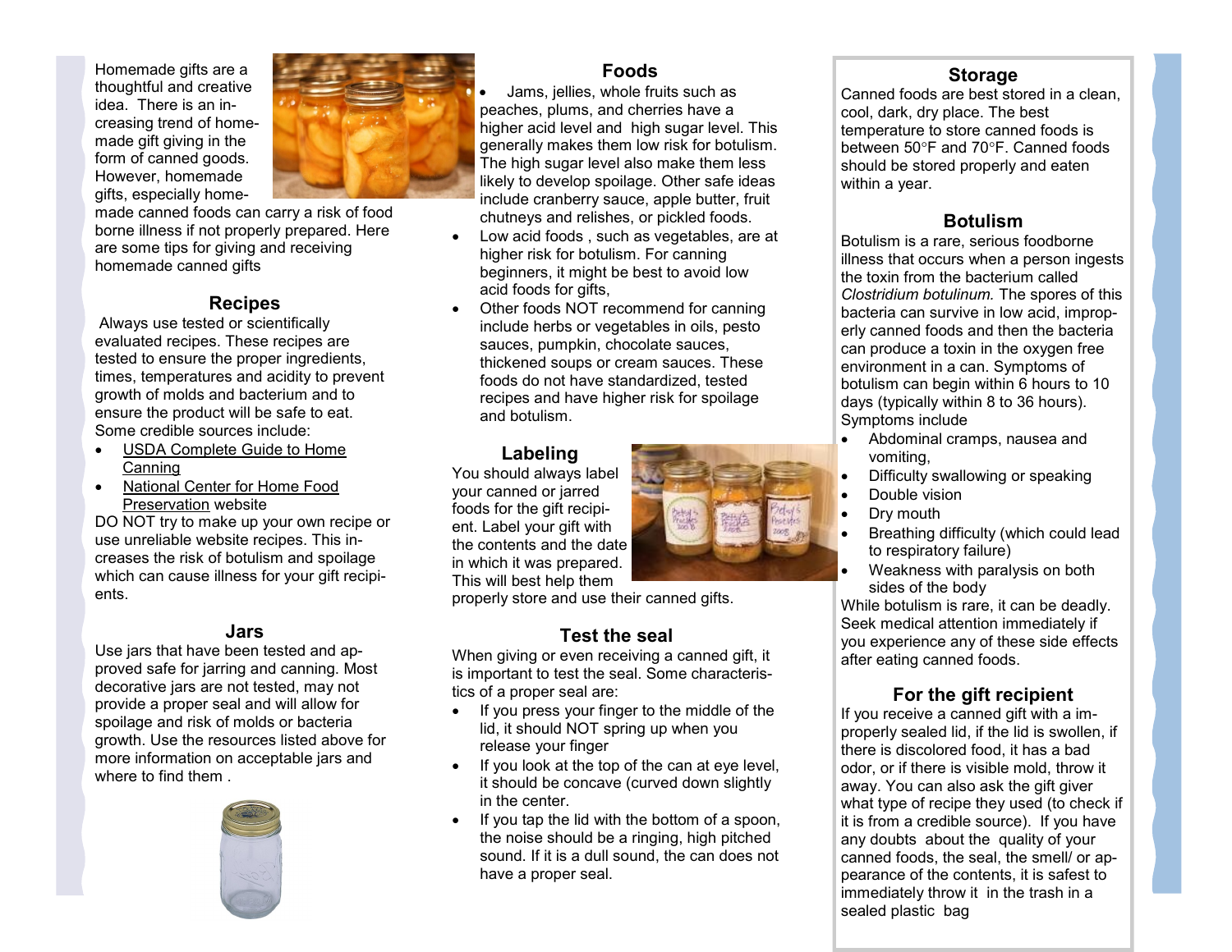Homemade gifts are a thoughtful and creative idea. There is an increasing trend of homemade gift giving in the form of canned goods. However, homemade gifts, especially homemade canned foods can carry a risk of food borne illness if not properly prepared. Here are some tips for giving and receiving homemade canned gifts

## Recipes

Always use tested or scientifically evaluated recipes. These recipes are tested to ensure the proper ingredients, times, temperatures and acidity to prevent growth of molds and bacterium and to ensure the product will be safe to eat. Some credible sources include:

- USDA Complete Guide to Home Canning
- National Center for Home Food Preservation website

DO NOT try to make up your own recipe or use unreliable website recipes. This increases the risk of botulism and spoilage which can cause illness for your gift recipients.

## Jars

Use jars that have been tested and approved safe for jarring and canning. Most decorative jars are not tested, may not provide a proper seal and will allow for spoilage and risk of molds or bacteria growth. Use the resources listed above for more information on acceptable jars and where to find them .

## Foods

- Jams, jellies, whole fruits such as peaches, plums, and cherries have a higher acid level and high sugar level. This generally makes them low risk for botulism. The high sugar level also make them less likely to develop spoilage. Other safe ideas include cranberry sauce, apple butter, fruit chutneys and relishes, or pickled foods.
- Low acid foods , such as vegetables, are at higher risk for botulism. For canning beginners, it might be best to avoid low acid foods for gifts,
- Other foods NOT recommend for canning include herbs or vegetables in oils, pesto sauces, pumpkin, chocolate sauces, thickened soups or cream sauces. These foods do not have standardized, tested recipes and have higher risk for spoilage and botulism.

## Labeling

You should always label your canned or jarred foods for the gift recipient. Label your gift with the contents and the date in which it was prepared. This will best help them properly store and use their canned gifts.

## Test the seal

When giving or even receiving a canned gift, it is important to test the seal. Some characteristics of a proper seal are:

- If you press your finger to the middle of the lid, it should NOT spring up when you release your finger
- If you look at the top of the can at eye level, it should be concave (curved down slightly in the center.
- If you tap the lid with the bottom of a spoon, the noise should be a ringing, high pitched sound. If it is a dull sound, the can does not have a proper seal.

## Storage

Canned foods are best stored in a clean, cool, dark, dry place. The best temperature to store canned foods is between 50°F and 70°F. Canned foods should be stored properly and eaten within a year.

## Botulism

Botulism is a rare, serious foodborne illness that occurs when a person ingests the toxin from the bacterium called *Clostridium botulinum.* The spores of this bacteria can survive in low acid, improperly canned foods and then the bacteria can produce a toxin in the oxygen free environment in a can. Symptoms of botulism can begin within 6 hours to 10 days (typically within 8 to 36 hours). Symptoms include

- Abdominal cramps, nausea and vomiting,
- Difficulty swallowing or speaking
- Double vision
- Dry mouth
- Breathing difficulty (which could lead to respiratory failure)
- Weakness with paralysis on both sides of the body

While botulism is rare, it can be deadly. Seek medical attention immediately if you experience any of these side effects after eating canned foods.

## For the gift recipient

If you receive a canned gift with a improperly sealed lid, if the lid is swollen, if there is discolored food, it has a bad odor, or if there is visible mold, throw it away. You can also ask the gift giver what type of recipe they used (to check if it is from a credible source). If you have any doubts about the quality of your canned foods, the seal, the smell/ or appearance of the contents, it is safest to immediately throw it in the trash in a sealed plastic bag